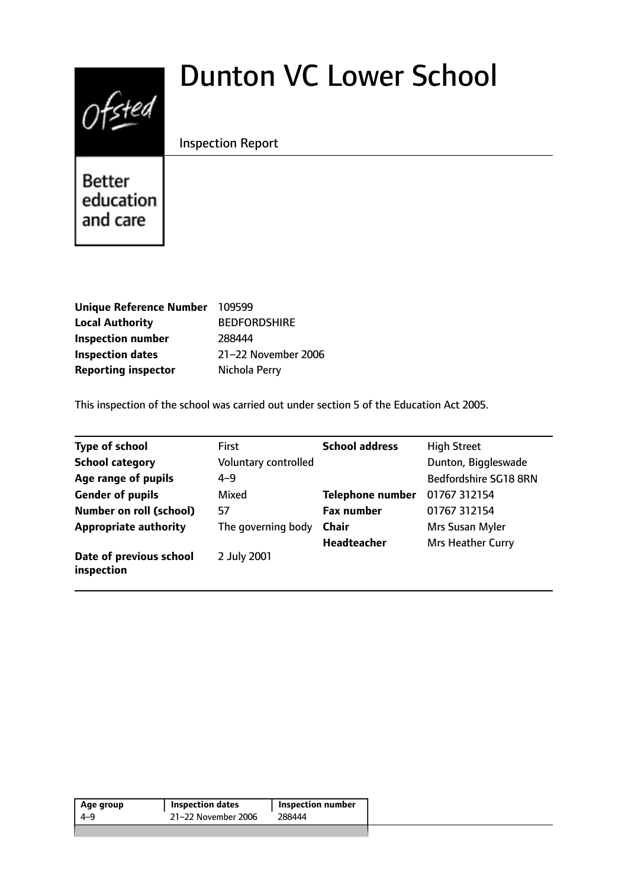# Dunton VC Lower School

Inspection Report

Ofsted

Better education and care

| | |
|---|---|
| **Unique Reference Number** | 109599 |
| **Local Authority** | BEDFORDSHIRE |
| **Inspection number** | 288444 |
| **Inspection dates** | 21–22 November 2006 |
| **Reporting inspector** | Nichola Perry |

This inspection of the school was carried out under section 5 of the Education Act 2005.

| | | | |
|---|---|---|---|
| **Type of school** | First | **School address** | High Street |
| **School category** | Voluntary controlled | | Dunton, Biggleswade |
| **Age range of pupils** | 4–9 | | Bedfordshire SG18 8RN |
| **Gender of pupils** | Mixed | **Telephone number** | 01767 312154 |
| **Number on roll (school)** | 57 | **Fax number** | 01767 312154 |
| **Appropriate authority** | The governing body | **Chair** | Mrs Susan Myler |
| | | **Headteacher** | Mrs Heather Curry |
| **Date of previous school inspection** | 2 July 2001 | | |

| Age group | Inspection dates | Inspection number |
|---|---|---|
| 4–9 | 21–22 November 2006 | 288444 |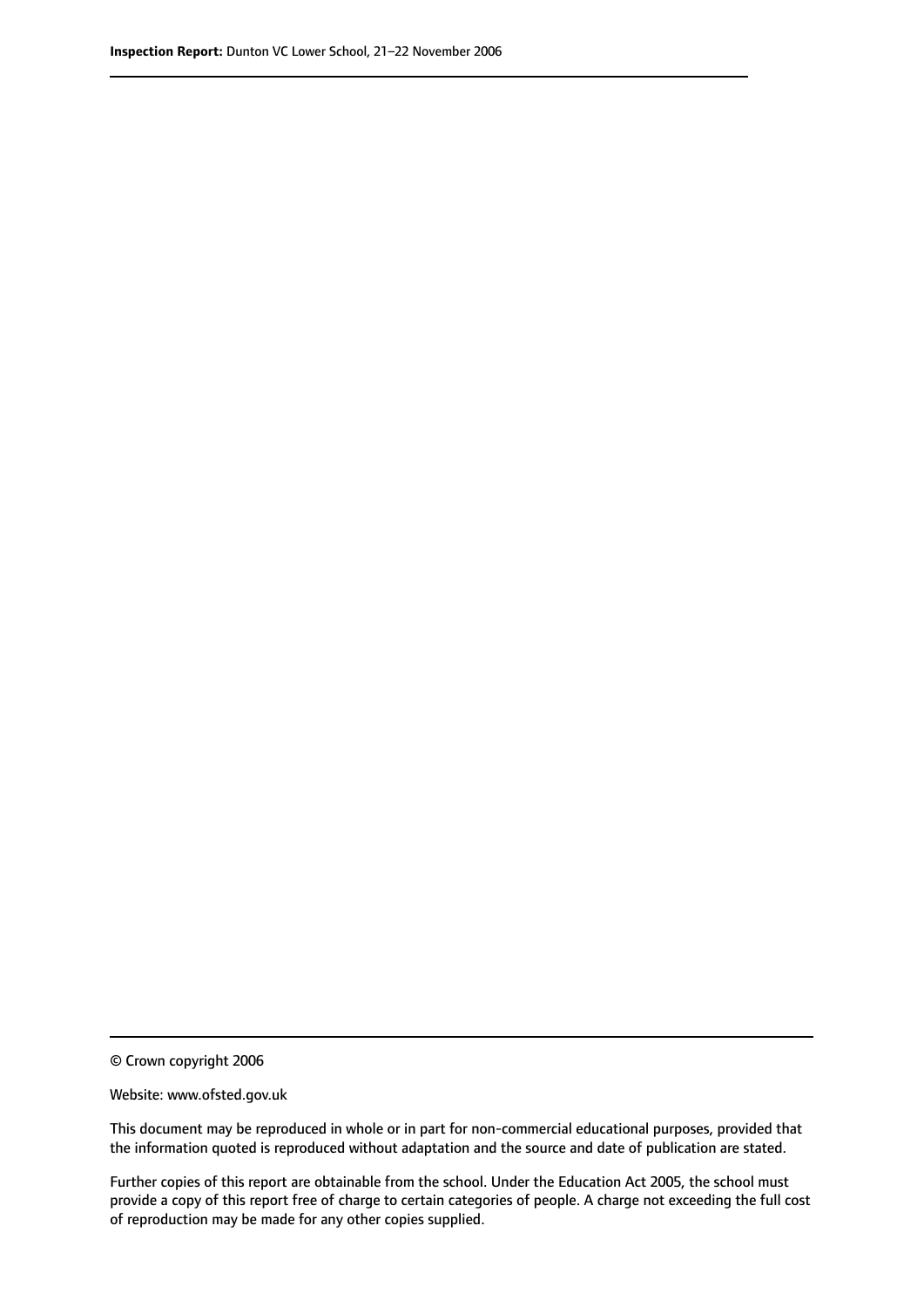© Crown copyright 2006

Website: www.ofsted.gov.uk

This document may be reproduced in whole or in part for non-commercial educational purposes, provided that the information quoted is reproduced without adaptation and the source and date of publication are stated.

Further copies of this report are obtainable from the school. Under the Education Act 2005, the school must provide a copy of this report free of charge to certain categories of people. A charge not exceeding the full cost of reproduction may be made for any other copies supplied.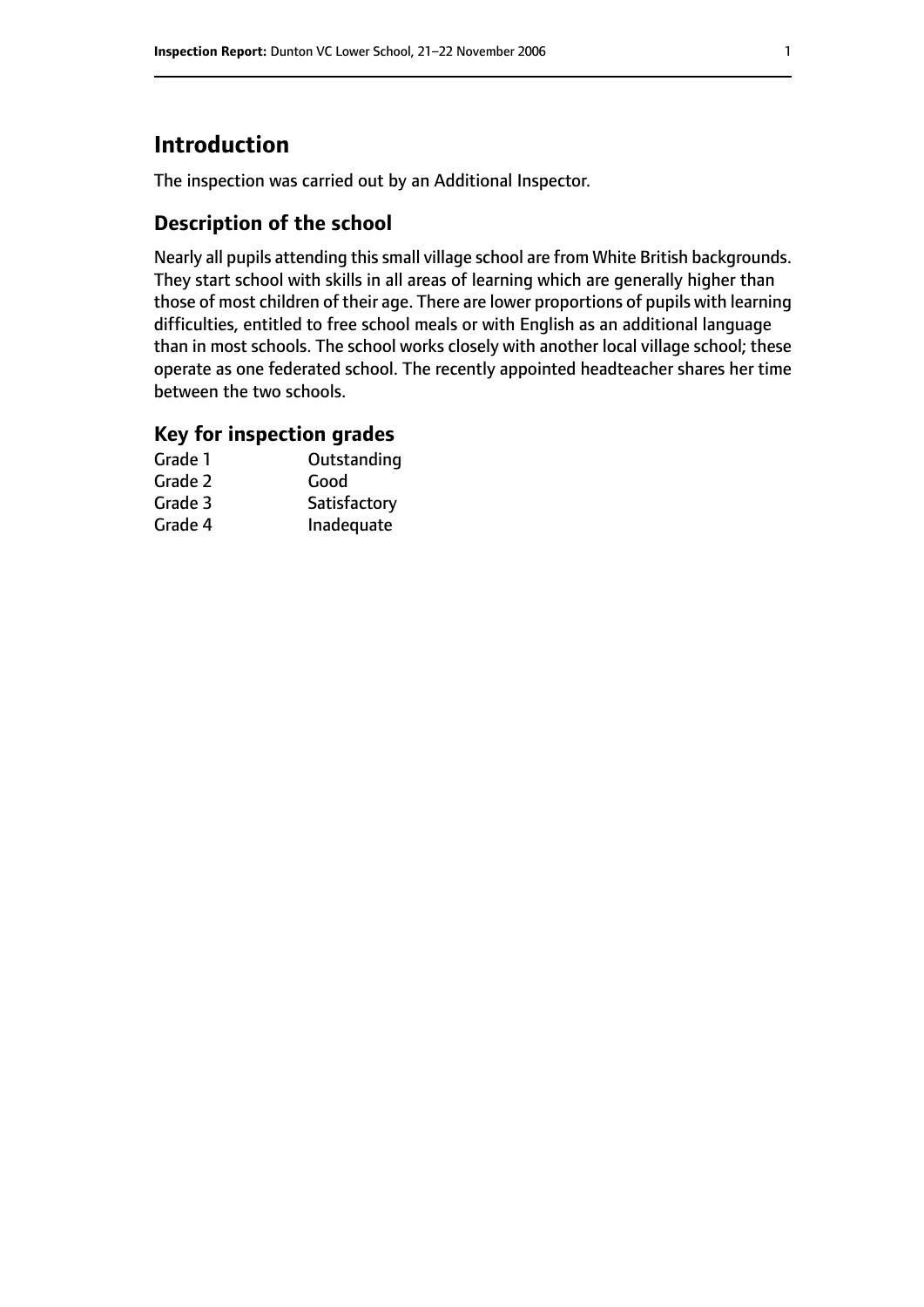# Introduction

The inspection was carried out by an Additional Inspector.

## Description of the school

Nearly all pupils attending this small village school are from White British backgrounds. They start school with skills in all areas of learning which are generally higher than those of most children of their age. There are lower proportions of pupils with learning difficulties, entitled to free school meals or with English as an additional language than in most schools. The school works closely with another local village school; these operate as one federated school. The recently appointed headteacher shares her time between the two schools.

## Key for inspection grades

| | |
|---|---|
| Grade 1 | Outstanding |
| Grade 2 | Good |
| Grade 3 | Satisfactory |
| Grade 4 | Inadequate |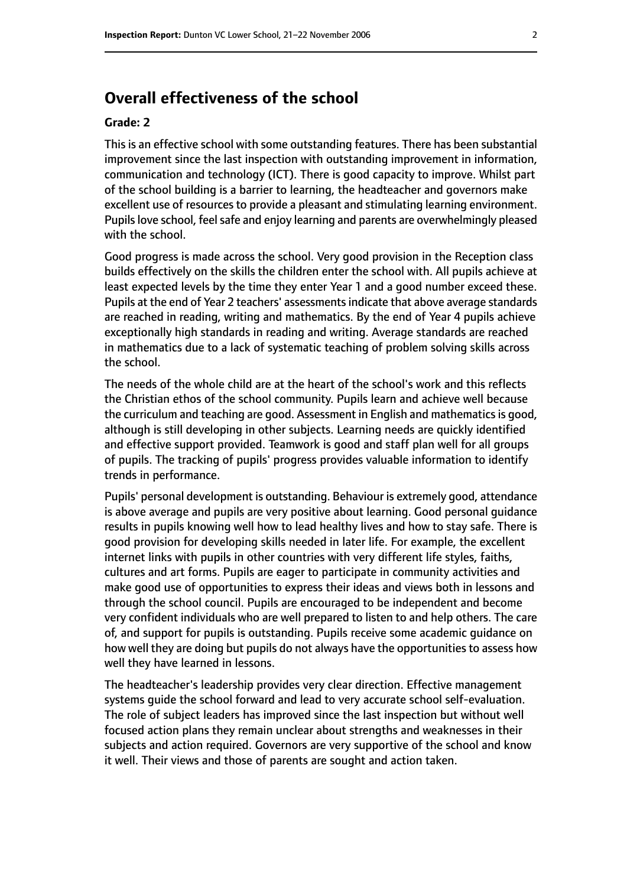## Overall effectiveness of the school

### Grade: 2

This is an effective school with some outstanding features. There has been substantial improvement since the last inspection with outstanding improvement in information, communication and technology (ICT). There is good capacity to improve. Whilst part of the school building is a barrier to learning, the headteacher and governors make excellent use of resources to provide a pleasant and stimulating learning environment. Pupils love school, feel safe and enjoy learning and parents are overwhelmingly pleased with the school.

Good progress is made across the school. Very good provision in the Reception class builds effectively on the skills the children enter the school with. All pupils achieve at least expected levels by the time they enter Year 1 and a good number exceed these. Pupils at the end of Year 2 teachers' assessments indicate that above average standards are reached in reading, writing and mathematics. By the end of Year 4 pupils achieve exceptionally high standards in reading and writing. Average standards are reached in mathematics due to a lack of systematic teaching of problem solving skills across the school.

The needs of the whole child are at the heart of the school's work and this reflects the Christian ethos of the school community. Pupils learn and achieve well because the curriculum and teaching are good. Assessment in English and mathematics is good, although is still developing in other subjects. Learning needs are quickly identified and effective support provided. Teamwork is good and staff plan well for all groups of pupils. The tracking of pupils' progress provides valuable information to identify trends in performance.

Pupils' personal development is outstanding. Behaviour is extremely good, attendance is above average and pupils are very positive about learning. Good personal guidance results in pupils knowing well how to lead healthy lives and how to stay safe. There is good provision for developing skills needed in later life. For example, the excellent internet links with pupils in other countries with very different life styles, faiths, cultures and art forms. Pupils are eager to participate in community activities and make good use of opportunities to express their ideas and views both in lessons and through the school council. Pupils are encouraged to be independent and become very confident individuals who are well prepared to listen to and help others. The care of, and support for pupils is outstanding. Pupils receive some academic guidance on how well they are doing but pupils do not always have the opportunities to assess how well they have learned in lessons.

The headteacher's leadership provides very clear direction. Effective management systems guide the school forward and lead to very accurate school self-evaluation. The role of subject leaders has improved since the last inspection but without well focused action plans they remain unclear about strengths and weaknesses in their subjects and action required. Governors are very supportive of the school and know it well. Their views and those of parents are sought and action taken.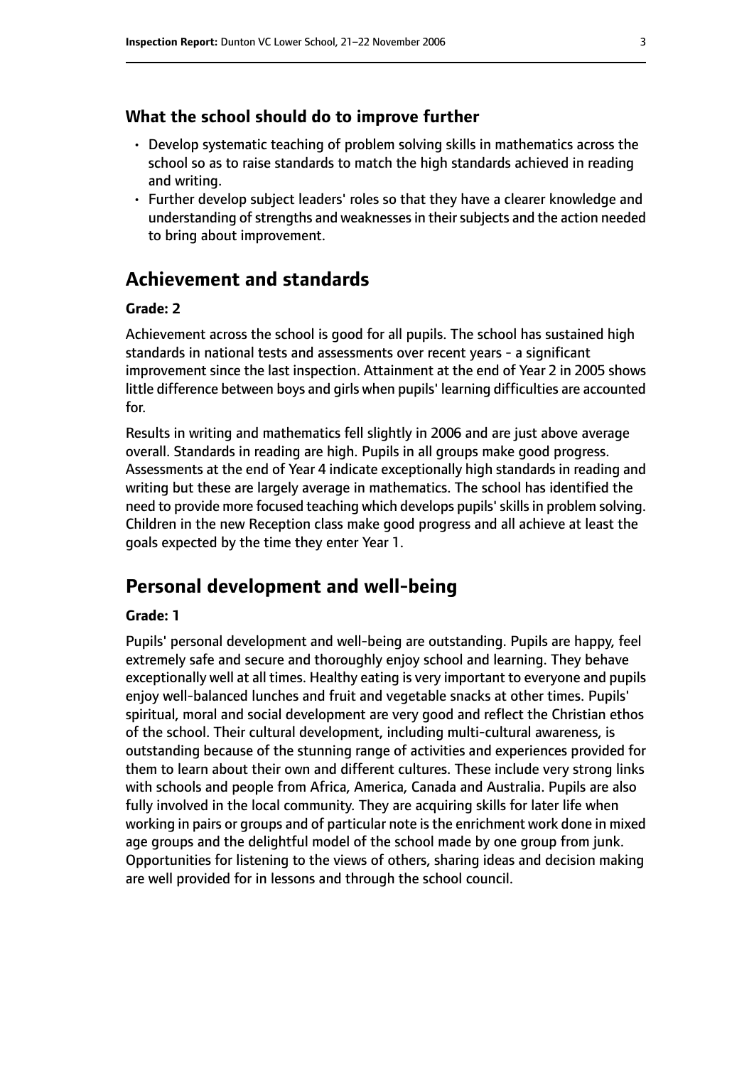## What the school should do to improve further

- Develop systematic teaching of problem solving skills in mathematics across the school so as to raise standards to match the high standards achieved in reading and writing.
- Further develop subject leaders' roles so that they have a clearer knowledge and understanding of strengths and weaknesses in their subjects and the action needed to bring about improvement.

# Achievement and standards

**Grade: 2**

Achievement across the school is good for all pupils. The school has sustained high standards in national tests and assessments over recent years - a significant improvement since the last inspection. Attainment at the end of Year 2 in 2005 shows little difference between boys and girls when pupils' learning difficulties are accounted for.

Results in writing and mathematics fell slightly in 2006 and are just above average overall. Standards in reading are high. Pupils in all groups make good progress. Assessments at the end of Year 4 indicate exceptionally high standards in reading and writing but these are largely average in mathematics. The school has identified the need to provide more focused teaching which develops pupils' skills in problem solving. Children in the new Reception class make good progress and all achieve at least the goals expected by the time they enter Year 1.

# Personal development and well-being

**Grade: 1**

Pupils' personal development and well-being are outstanding. Pupils are happy, feel extremely safe and secure and thoroughly enjoy school and learning. They behave exceptionally well at all times. Healthy eating is very important to everyone and pupils enjoy well-balanced lunches and fruit and vegetable snacks at other times. Pupils' spiritual, moral and social development are very good and reflect the Christian ethos of the school. Their cultural development, including multi-cultural awareness, is outstanding because of the stunning range of activities and experiences provided for them to learn about their own and different cultures. These include very strong links with schools and people from Africa, America, Canada and Australia. Pupils are also fully involved in the local community. They are acquiring skills for later life when working in pairs or groups and of particular note is the enrichment work done in mixed age groups and the delightful model of the school made by one group from junk. Opportunities for listening to the views of others, sharing ideas and decision making are well provided for in lessons and through the school council.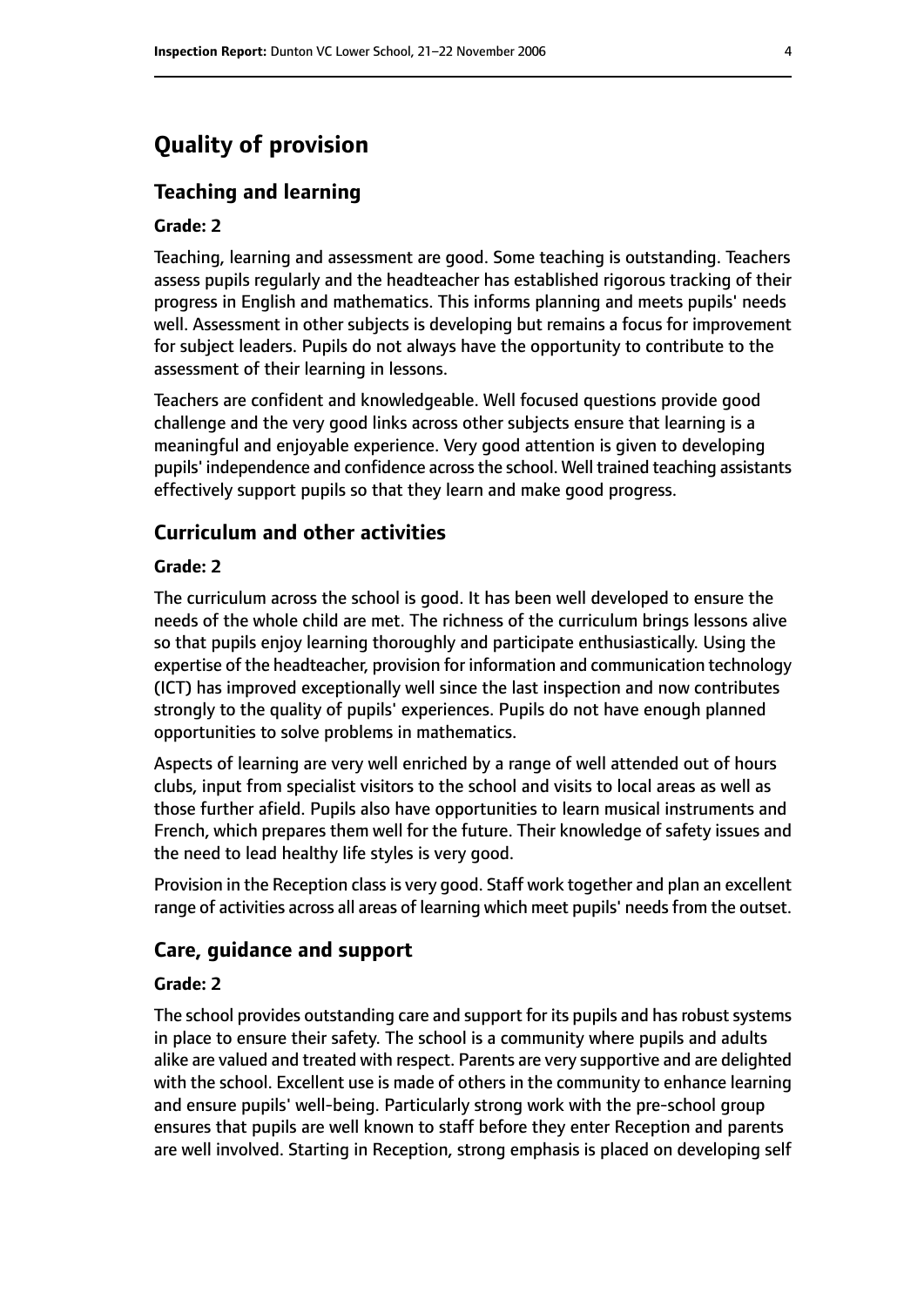# Quality of provision

## Teaching and learning

**Grade: 2**

Teaching, learning and assessment are good. Some teaching is outstanding. Teachers assess pupils regularly and the headteacher has established rigorous tracking of their progress in English and mathematics. This informs planning and meets pupils' needs well. Assessment in other subjects is developing but remains a focus for improvement for subject leaders. Pupils do not always have the opportunity to contribute to the assessment of their learning in lessons.

Teachers are confident and knowledgeable. Well focused questions provide good challenge and the very good links across other subjects ensure that learning is a meaningful and enjoyable experience. Very good attention is given to developing pupils' independence and confidence across the school. Well trained teaching assistants effectively support pupils so that they learn and make good progress.

## Curriculum and other activities

**Grade: 2**

The curriculum across the school is good. It has been well developed to ensure the needs of the whole child are met. The richness of the curriculum brings lessons alive so that pupils enjoy learning thoroughly and participate enthusiastically. Using the expertise of the headteacher, provision for information and communication technology (ICT) has improved exceptionally well since the last inspection and now contributes strongly to the quality of pupils' experiences. Pupils do not have enough planned opportunities to solve problems in mathematics.

Aspects of learning are very well enriched by a range of well attended out of hours clubs, input from specialist visitors to the school and visits to local areas as well as those further afield. Pupils also have opportunities to learn musical instruments and French, which prepares them well for the future. Their knowledge of safety issues and the need to lead healthy life styles is very good.

Provision in the Reception class is very good. Staff work together and plan an excellent range of activities across all areas of learning which meet pupils' needs from the outset.

## Care, guidance and support

**Grade: 2**

The school provides outstanding care and support for its pupils and has robust systems in place to ensure their safety. The school is a community where pupils and adults alike are valued and treated with respect. Parents are very supportive and are delighted with the school. Excellent use is made of others in the community to enhance learning and ensure pupils' well-being. Particularly strong work with the pre-school group ensures that pupils are well known to staff before they enter Reception and parents are well involved. Starting in Reception, strong emphasis is placed on developing self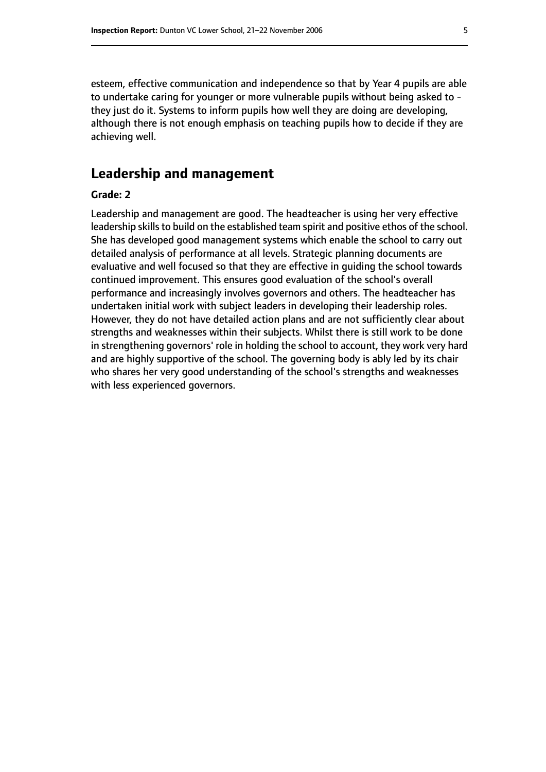esteem, effective communication and independence so that by Year 4 pupils are able to undertake caring for younger or more vulnerable pupils without being asked to - they just do it. Systems to inform pupils how well they are doing are developing, although there is not enough emphasis on teaching pupils how to decide if they are achieving well.

## Leadership and management

**Grade: 2**

Leadership and management are good. The headteacher is using her very effective leadership skills to build on the established team spirit and positive ethos of the school. She has developed good management systems which enable the school to carry out detailed analysis of performance at all levels. Strategic planning documents are evaluative and well focused so that they are effective in guiding the school towards continued improvement. This ensures good evaluation of the school's overall performance and increasingly involves governors and others. The headteacher has undertaken initial work with subject leaders in developing their leadership roles. However, they do not have detailed action plans and are not sufficiently clear about strengths and weaknesses within their subjects. Whilst there is still work to be done in strengthening governors' role in holding the school to account, they work very hard and are highly supportive of the school. The governing body is ably led by its chair who shares her very good understanding of the school's strengths and weaknesses with less experienced governors.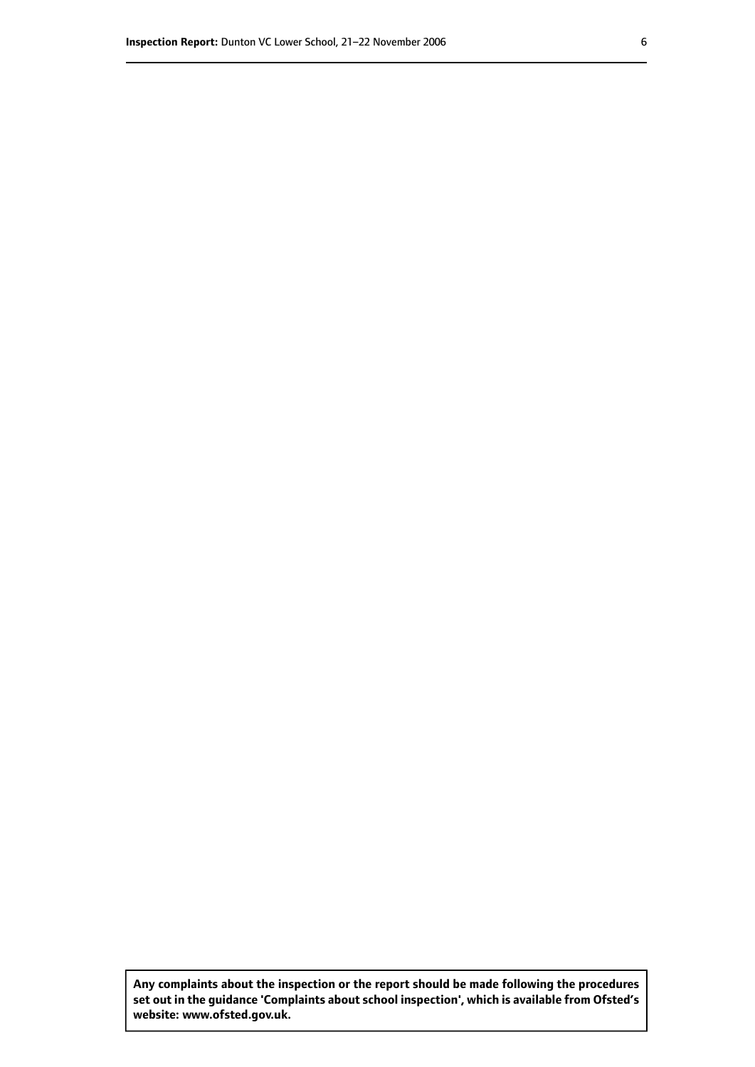**Any complaints about the inspection or the report should be made following the procedures set out in the guidance 'Complaints about school inspection', which is available from Ofsted's website: www.ofsted.gov.uk.**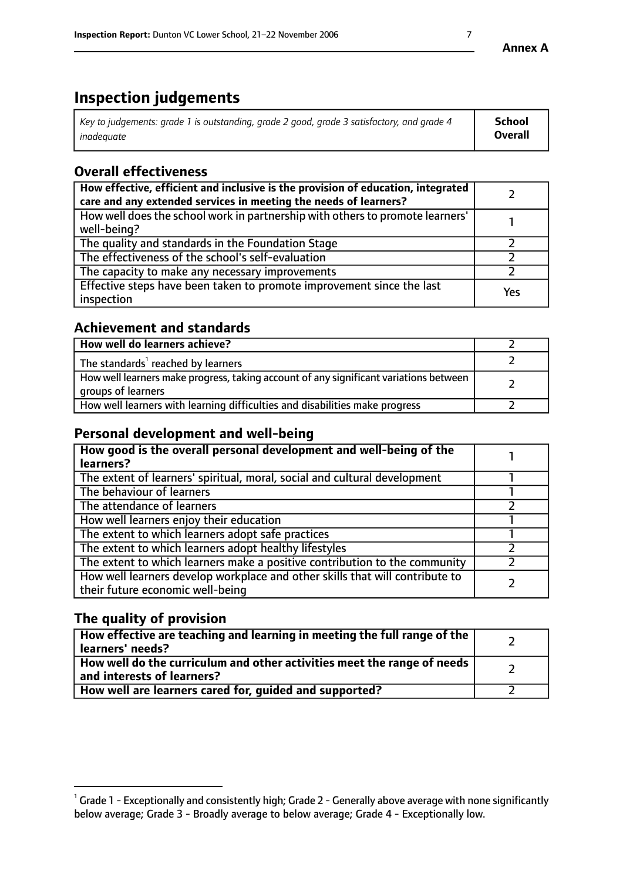# Inspection judgements

| *Key to judgements: grade 1 is outstanding, grade 2 good, grade 3 satisfactory, and grade 4 inadequate* | **School Overall** |
|---|---|

## Overall effectiveness

| | |
|---|---|
| **How effective, efficient and inclusive is the provision of education, integrated care and any extended services in meeting the needs of learners?** | 2 |
| How well does the school work in partnership with others to promote learners' well-being? | 1 |
| The quality and standards in the Foundation Stage | 2 |
| The effectiveness of the school's self-evaluation | 2 |
| The capacity to make any necessary improvements | 2 |
| Effective steps have been taken to promote improvement since the last inspection | Yes |

## Achievement and standards

| | |
|---|---|
| **How well do learners achieve?** | 2 |
| The standards[1] reached by learners | 2 |
| How well learners make progress, taking account of any significant variations between groups of learners | 2 |
| How well learners with learning difficulties and disabilities make progress | 2 |

## Personal development and well-being

| | |
|---|---|
| **How good is the overall personal development and well-being of the learners?** | 1 |
| The extent of learners' spiritual, moral, social and cultural development | 1 |
| The behaviour of learners | 1 |
| The attendance of learners | 2 |
| How well learners enjoy their education | 1 |
| The extent to which learners adopt safe practices | 1 |
| The extent to which learners adopt healthy lifestyles | 2 |
| The extent to which learners make a positive contribution to the community | 2 |
| How well learners develop workplace and other skills that will contribute to their future economic well-being | 2 |

## The quality of provision

| | |
|---|---|
| **How effective are teaching and learning in meeting the full range of the learners' needs?** | 2 |
| **How well do the curriculum and other activities meet the range of needs and interests of learners?** | 2 |
| **How well are learners cared for, guided and supported?** | 2 |

[1] Grade 1 - Exceptionally and consistently high; Grade 2 - Generally above average with none significantly below average; Grade 3 - Broadly average to below average; Grade 4 - Exceptionally low.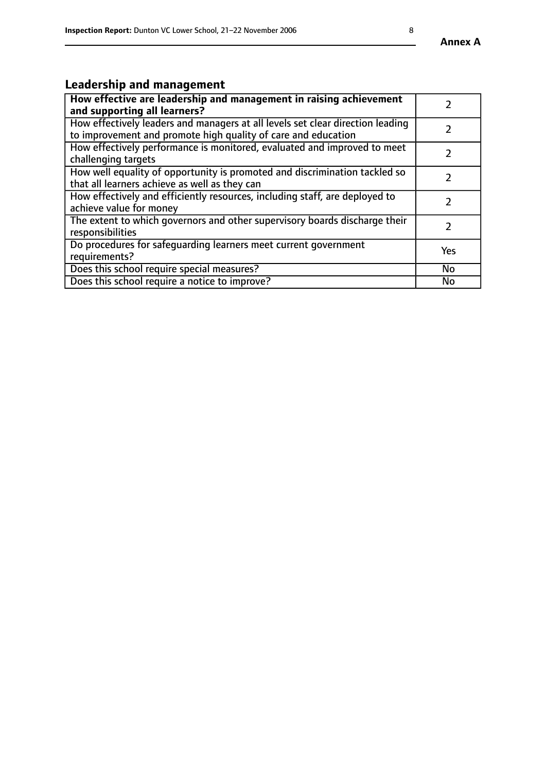## Leadership and management

| **How effective are leadership and management in raising achievement and supporting all learners?** | 2 |
|---|---|
| How effectively leaders and managers at all levels set clear direction leading to improvement and promote high quality of care and education | 2 |
| How effectively performance is monitored, evaluated and improved to meet challenging targets | 2 |
| How well equality of opportunity is promoted and discrimination tackled so that all learners achieve as well as they can | 2 |
| How effectively and efficiently resources, including staff, are deployed to achieve value for money | 2 |
| The extent to which governors and other supervisory boards discharge their responsibilities | 2 |
| Do procedures for safeguarding learners meet current government requirements? | Yes |
| Does this school require special measures? | No |
| Does this school require a notice to improve? | No |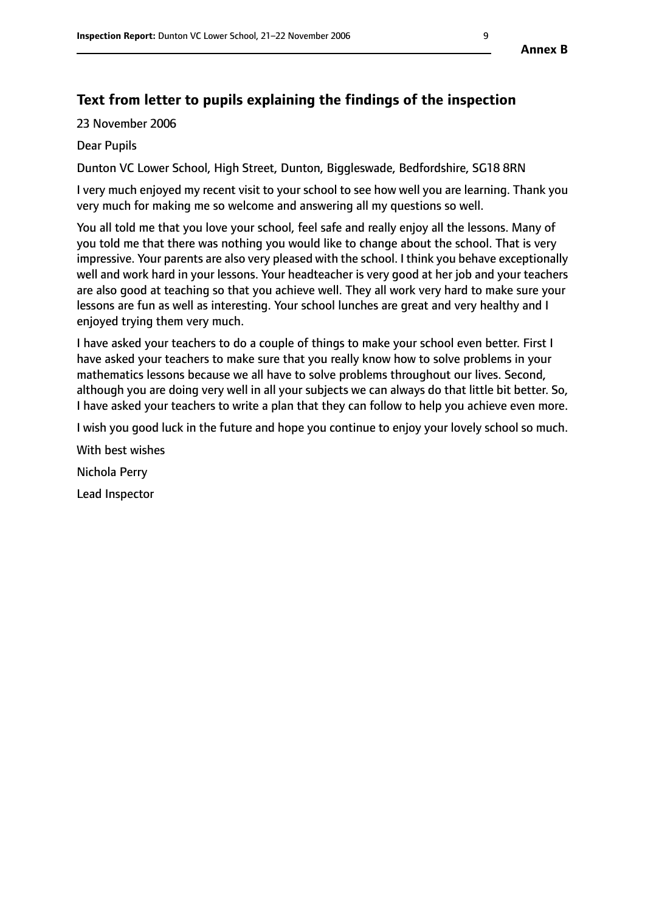## Text from letter to pupils explaining the findings of the inspection

23 November 2006

Dear Pupils

Dunton VC Lower School, High Street, Dunton, Biggleswade, Bedfordshire, SG18 8RN

I very much enjoyed my recent visit to your school to see how well you are learning. Thank you very much for making me so welcome and answering all my questions so well.

You all told me that you love your school, feel safe and really enjoy all the lessons. Many of you told me that there was nothing you would like to change about the school. That is very impressive. Your parents are also very pleased with the school. I think you behave exceptionally well and work hard in your lessons. Your headteacher is very good at her job and your teachers are also good at teaching so that you achieve well. They all work very hard to make sure your lessons are fun as well as interesting. Your school lunches are great and very healthy and I enjoyed trying them very much.

I have asked your teachers to do a couple of things to make your school even better. First I have asked your teachers to make sure that you really know how to solve problems in your mathematics lessons because we all have to solve problems throughout our lives. Second, although you are doing very well in all your subjects we can always do that little bit better. So, I have asked your teachers to write a plan that they can follow to help you achieve even more.

I wish you good luck in the future and hope you continue to enjoy your lovely school so much.

With best wishes

Nichola Perry

Lead Inspector